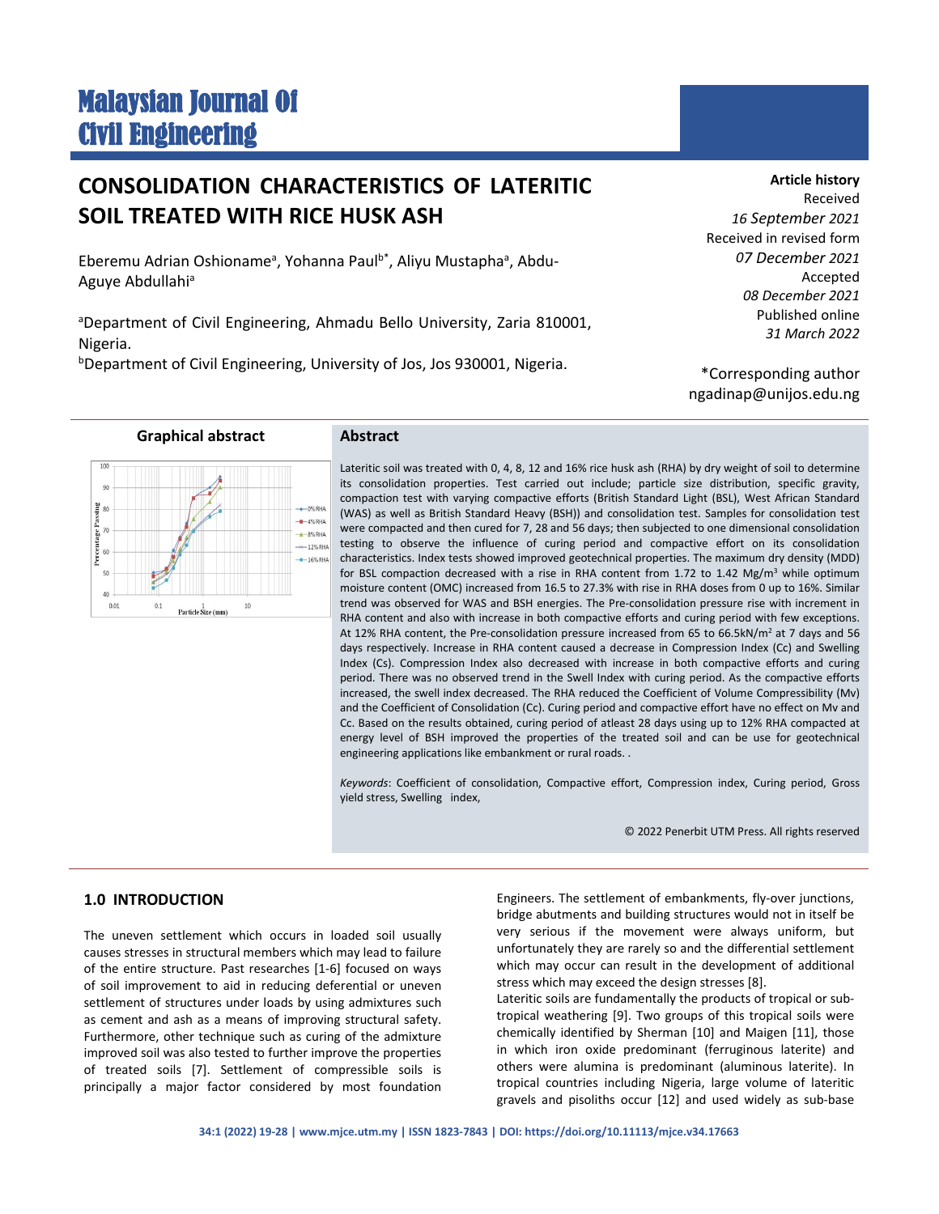# Malaysian Journal Of Civil Engineering

## CONSOLIDATION CHARACTERISTICS OF LATERITIC SOIL TREATED WITH RICE HUSK ASH

Eberemu Adrian Oshioname[a], Yohanna Paul[b*], Aliyu Mustapha[a], Abdu-Aguye Abdullahi[a]

[a]Department of Civil Engineering, Ahmadu Bello University, Zaria 810001, Nigeria.

[b]Department of Civil Engineering, University of Jos, Jos 930001, Nigeria.

**Article history**

Received
*16 September 2021*

Received in revised form
*07 December 2021*

Accepted
*08 December 2021*

Published online
*31 March 2022*

*Corresponding author
ngadinap@unijos.edu.ng

**Graphical abstract**

**Abstract**

Lateritic soil was treated with 0, 4, 8, 12 and 16% rice husk ash (RHA) by dry weight of soil to determine its consolidation properties. Test carried out include; particle size distribution, specific gravity, compaction test with varying compactive efforts (British Standard Light (BSL), West African Standard (WAS) as well as British Standard Heavy (BSH)) and consolidation test. Samples for consolidation test were compacted and then cured for 7, 28 and 56 days; then subjected to one dimensional consolidation testing to observe the influence of curing period and compactive effort on its consolidation characteristics. Index tests showed improved geotechnical properties. The maximum dry density (MDD) for BSL compaction decreased with a rise in RHA content from 1.72 to 1.42 Mg/m$^3$ while optimum moisture content (OMC) increased from 16.5 to 27.3% with rise in RHA doses from 0 up to 16%. Similar trend was observed for WAS and BSH energies. The Pre-consolidation pressure rise with increment in RHA content and also with increase in both compactive efforts and curing period with few exceptions. At 12% RHA content, the Pre-consolidation pressure increased from 65 to 66.5kN/m$^2$ at 7 days and 56 days respectively. Increase in RHA content caused a decrease in Compression Index (Cc) and Swelling Index (Cs). Compression Index also decreased with increase in both compactive efforts and curing period. There was no observed trend in the Swell Index with curing period. As the compactive efforts increased, the swell index decreased. The RHA reduced the Coefficient of Volume Compressibility (Mv) and the Coefficient of Consolidation (Cc). Curing period and compactive effort have no effect on Mv and Cc. Based on the results obtained, curing period of atleast 28 days using up to 12% RHA compacted at energy level of BSH improved the properties of the treated soil and can be use for geotechnical engineering applications like embankment or rural roads. .

*Keywords*: Coefficient of consolidation, Compactive effort, Compression index, Curing period, Gross yield stress, Swelling index,

© 2022 Penerbit UTM Press. All rights reserved

## 1.0 INTRODUCTION

The uneven settlement which occurs in loaded soil usually causes stresses in structural members which may lead to failure of the entire structure. Past researches [1-6] focused on ways of soil improvement to aid in reducing deferential or uneven settlement of structures under loads by using admixtures such as cement and ash as a means of improving structural safety. Furthermore, other technique such as curing of the admixture improved soil was also tested to further improve the properties of treated soils [7]. Settlement of compressible soils is principally a major factor considered by most foundation Engineers. The settlement of embankments, fly-over junctions, bridge abutments and building structures would not in itself be very serious if the movement were always uniform, but unfortunately they are rarely so and the differential settlement which may occur can result in the development of additional stress which may exceed the design stresses [8].

Lateritic soils are fundamentally the products of tropical or sub-tropical weathering [9]. Two groups of this tropical soils were chemically identified by Sherman [10] and Maigen [11], those in which iron oxide predominant (ferruginous laterite) and others were alumina is predominant (aluminous laterite). In tropical countries including Nigeria, large volume of lateritic gravels and pisoliths occur [12] and used widely as sub-base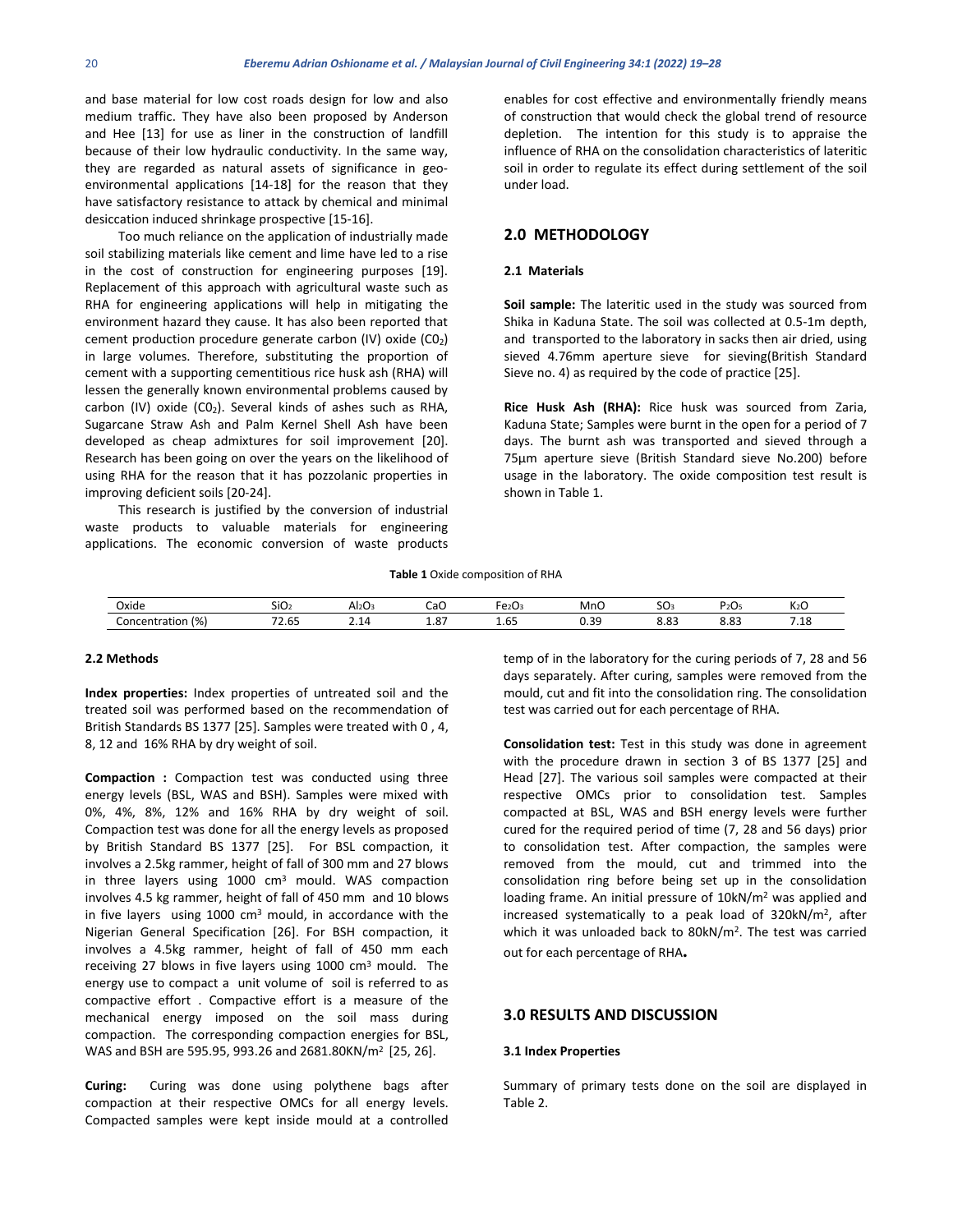and base material for low cost roads design for low and also medium traffic. They have also been proposed by Anderson and Hee [13] for use as liner in the construction of landfill because of their low hydraulic conductivity. In the same way, they are regarded as natural assets of significance in geo-environmental applications [14-18] for the reason that they have satisfactory resistance to attack by chemical and minimal desiccation induced shrinkage prospective [15-16].

Too much reliance on the application of industrially made soil stabilizing materials like cement and lime have led to a rise in the cost of construction for engineering purposes [19]. Replacement of this approach with agricultural waste such as RHA for engineering applications will help in mitigating the environment hazard they cause. It has also been reported that cement production procedure generate carbon (IV) oxide ($C0_2$) in large volumes. Therefore, substituting the proportion of cement with a supporting cementitious rice husk ash (RHA) will lessen the generally known environmental problems caused by carbon (IV) oxide ($C0_2$). Several kinds of ashes such as RHA, Sugarcane Straw Ash and Palm Kernel Shell Ash have been developed as cheap admixtures for soil improvement [20]. Research has been going on over the years on the likelihood of using RHA for the reason that it has pozzolanic properties in improving deficient soils [20-24].

This research is justified by the conversion of industrial waste products to valuable materials for engineering applications. The economic conversion of waste products enables for cost effective and environmentally friendly means of construction that would check the global trend of resource depletion. The intention for this study is to appraise the influence of RHA on the consolidation characteristics of lateritic soil in order to regulate its effect during settlement of the soil under load.

## 2.0 METHODOLOGY

### 2.1 Materials

**Soil sample:** The lateritic used in the study was sourced from Shika in Kaduna State. The soil was collected at 0.5-1m depth, and transported to the laboratory in sacks then air dried, using sieved 4.76mm aperture sieve for sieving(British Standard Sieve no. 4) as required by the code of practice [25].

**Rice Husk Ash (RHA):** Rice husk was sourced from Zaria, Kaduna State; Samples were burnt in the open for a period of 7 days. The burnt ash was transported and sieved through a 75µm aperture sieve (British Standard sieve No.200) before usage in the laboratory. The oxide composition test result is shown in Table 1.

**Table 1** Oxide composition of RHA

| Oxide | $SiO_2$ | $Al_2O_3$ | CaO | $Fe_2O_3$ | MnO | $SO_3$ | $P_2O_5$ | $K_2O$ |
|---|---|---|---|---|---|---|---|---|
| Concentration (%) | 72.65 | 2.14 | 1.87 | 1.65 | 0.39 | 8.83 | 8.83 | 7.18 |

### 2.2 Methods

**Index properties:** Index properties of untreated soil and the treated soil was performed based on the recommendation of British Standards BS 1377 [25]. Samples were treated with 0 , 4, 8, 12 and 16% RHA by dry weight of soil.

**Compaction :** Compaction test was conducted using three energy levels (BSL, WAS and BSH). Samples were mixed with 0%, 4%, 8%, 12% and 16% RHA by dry weight of soil. Compaction test was done for all the energy levels as proposed by British Standard BS 1377 [25]. For BSL compaction, it involves a 2.5kg rammer, height of fall of 300 mm and 27 blows in three layers using 1000 $cm^3$ mould. WAS compaction involves 4.5 kg rammer, height of fall of 450 mm and 10 blows in five layers using 1000 $cm^3$ mould, in accordance with the Nigerian General Specification [26]. For BSH compaction, it involves a 4.5kg rammer, height of fall of 450 mm each receiving 27 blows in five layers using 1000 $cm^3$ mould. The energy use to compact a unit volume of soil is referred to as compactive effort . Compactive effort is a measure of the mechanical energy imposed on the soil mass during compaction. The corresponding compaction energies for BSL, WAS and BSH are 595.95, 993.26 and 2681.80KN/$m^2$ [25, 26].

**Curing:** Curing was done using polythene bags after compaction at their respective OMCs for all energy levels. Compacted samples were kept inside mould at a controlled temp of in the laboratory for the curing periods of 7, 28 and 56 days separately. After curing, samples were removed from the mould, cut and fit into the consolidation ring. The consolidation test was carried out for each percentage of RHA.

**Consolidation test:** Test in this study was done in agreement with the procedure drawn in section 3 of BS 1377 [25] and Head [27]. The various soil samples were compacted at their respective OMCs prior to consolidation test. Samples compacted at BSL, WAS and BSH energy levels were further cured for the required period of time (7, 28 and 56 days) prior to consolidation test. After compaction, the samples were removed from the mould, cut and trimmed into the consolidation ring before being set up in the consolidation loading frame. An initial pressure of 10kN/$m^2$ was applied and increased systematically to a peak load of 320kN/$m^2$, after which it was unloaded back to 80kN/$m^2$. The test was carried out for each percentage of RHA**.**

## 3.0 RESULTS AND DISCUSSION

### 3.1 Index Properties

Summary of primary tests done on the soil are displayed in Table 2.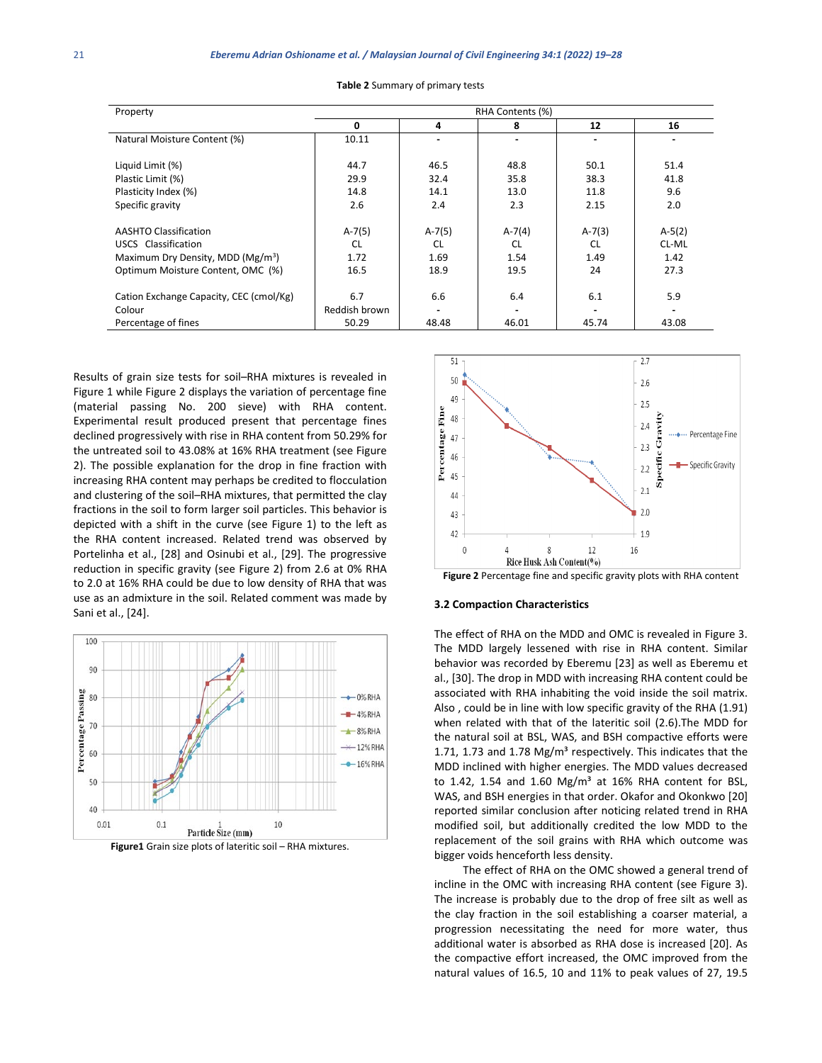**Table 2** Summary of primary tests

| Property | RHA Contents (%) | | | | |
|---|---|---|---|---|---|
| | **0** | **4** | **8** | **12** | **16** |
| Natural Moisture Content (%) | 10.11 | - | - | - | - |
| Liquid Limit (%) | 44.7 | 46.5 | 48.8 | 50.1 | 51.4 |
| Plastic Limit (%) | 29.9 | 32.4 | 35.8 | 38.3 | 41.8 |
| Plasticity Index (%) | 14.8 | 14.1 | 13.0 | 11.8 | 9.6 |
| Specific gravity | 2.6 | 2.4 | 2.3 | 2.15 | 2.0 |
| AASHTO Classification | A-7(5) | A-7(5) | A-7(4) | A-7(3) | A-5(2) |
| USCS Classification | CL | CL | CL | CL | CL-ML |
| Maximum Dry Density, MDD (Mg/m$^3$) | 1.72 | 1.69 | 1.54 | 1.49 | 1.42 |
| Optimum Moisture Content, OMC (%) | 16.5 | 18.9 | 19.5 | 24 | 27.3 |
| Cation Exchange Capacity, CEC (cmol/Kg) | 6.7 | 6.6 | 6.4 | 6.1 | 5.9 |
| Colour | Reddish brown | - | - | - | - |
| Percentage of fines | 50.29 | 48.48 | 46.01 | 45.74 | 43.08 |

Results of grain size tests for soil–RHA mixtures is revealed in Figure 1 while Figure 2 displays the variation of percentage fine (material passing No. 200 sieve) with RHA content. Experimental result produced present that percentage fines declined progressively with rise in RHA content from 50.29% for the untreated soil to 43.08% at 16% RHA treatment (see Figure 2). The possible explanation for the drop in fine fraction with increasing RHA content may perhaps be credited to flocculation and clustering of the soil–RHA mixtures, that permitted the clay fractions in the soil to form larger soil particles. This behavior is depicted with a shift in the curve (see Figure 1) to the left as the RHA content increased. Related trend was observed by Portelinha et al., [28] and Osinubi et al., [29]. The progressive reduction in specific gravity (see Figure 2) from 2.6 at 0% RHA to 2.0 at 16% RHA could be due to low density of RHA that was use as an admixture in the soil. Related comment was made by Sani et al., [24].

**Figure1** Grain size plots of lateritic soil – RHA mixtures.

**Figure 2** Percentage fine and specific gravity plots with RHA content

### 3.2 Compaction Characteristics

The effect of RHA on the MDD and OMC is revealed in Figure 3. The MDD largely lessened with rise in RHA content. Similar behavior was recorded by Eberemu [23] as well as Eberemu et al., [30]. The drop in MDD with increasing RHA content could be associated with RHA inhabiting the void inside the soil matrix. Also , could be in line with low specific gravity of the RHA (1.91) when related with that of the lateritic soil (2.6).The MDD for the natural soil at BSL, WAS, and BSH compactive efforts were 1.71, 1.73 and 1.78 Mg/m³ respectively. This indicates that the MDD inclined with higher energies. The MDD values decreased to 1.42, 1.54 and 1.60 Mg/m³ at 16% RHA content for BSL, WAS, and BSH energies in that order. Okafor and Okonkwo [20] reported similar conclusion after noticing related trend in RHA modified soil, but additionally credited the low MDD to the replacement of the soil grains with RHA which outcome was bigger voids henceforth less density.

The effect of RHA on the OMC showed a general trend of incline in the OMC with increasing RHA content (see Figure 3). The increase is probably due to the drop of free silt as well as the clay fraction in the soil establishing a coarser material, a progression necessitating the need for more water, thus additional water is absorbed as RHA dose is increased [20]. As the compactive effort increased, the OMC improved from the natural values of 16.5, 10 and 11% to peak values of 27, 19.5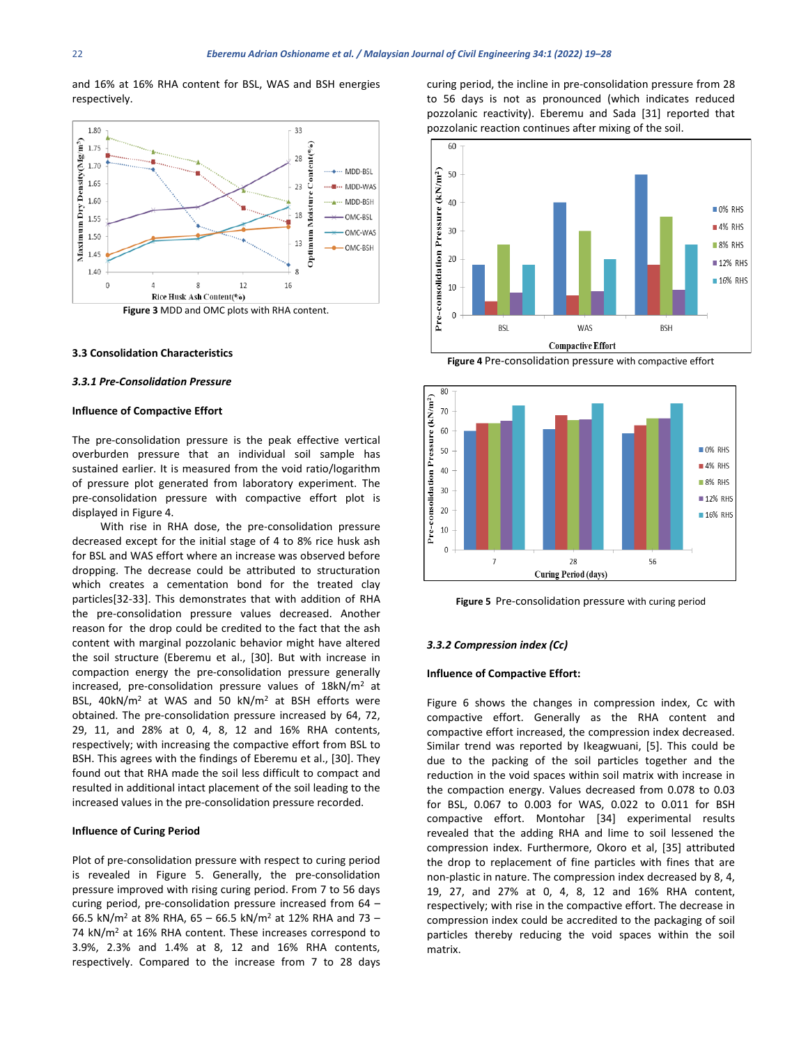and 16% at 16% RHA content for BSL, WAS and BSH energies respectively.

Figure 3 MDD and OMC plots with RHA content.

### 3.3 Consolidation Characteristics

#### *3.3.1 Pre-Consolidation Pressure*

**Influence of Compactive Effort**

The pre-consolidation pressure is the peak effective vertical overburden pressure that an individual soil sample has sustained earlier. It is measured from the void ratio/logarithm of pressure plot generated from laboratory experiment. The pre-consolidation pressure with compactive effort plot is displayed in Figure 4.

With rise in RHA dose, the pre-consolidation pressure decreased except for the initial stage of 4 to 8% rice husk ash for BSL and WAS effort where an increase was observed before dropping. The decrease could be attributed to structuration which creates a cementation bond for the treated clay particles[32-33]. This demonstrates that with addition of RHA the pre-consolidation pressure values decreased. Another reason for the drop could be credited to the fact that the ash content with marginal pozzolanic behavior might have altered the soil structure (Eberemu et al., [30]. But with increase in compaction energy the pre-consolidation pressure generally increased, pre-consolidation pressure values of 18kN/m$^2$ at BSL, 40kN/m$^2$ at WAS and 50 kN/m$^2$ at BSH efforts were obtained. The pre-consolidation pressure increased by 64, 72, 29, 11, and 28% at 0, 4, 8, 12 and 16% RHA contents, respectively; with increasing the compactive effort from BSL to BSH. This agrees with the findings of Eberemu et al., [30]. They found out that RHA made the soil less difficult to compact and resulted in additional intact placement of the soil leading to the increased values in the pre-consolidation pressure recorded.

**Influence of Curing Period**

Plot of pre-consolidation pressure with respect to curing period is revealed in Figure 5. Generally, the pre-consolidation pressure improved with rising curing period. From 7 to 56 days curing period, pre-consolidation pressure increased from 64 – 66.5 kN/m$^2$ at 8% RHA, 65 – 66.5 kN/m$^2$ at 12% RHA and 73 – 74 kN/m$^2$ at 16% RHA content. These increases correspond to 3.9%, 2.3% and 1.4% at 8, 12 and 16% RHA contents, respectively. Compared to the increase from 7 to 28 days curing period, the incline in pre-consolidation pressure from 28 to 56 days is not as pronounced (which indicates reduced pozzolanic reactivity). Eberemu and Sada [31] reported that pozzolanic reaction continues after mixing of the soil.

Figure 4 Pre-consolidation pressure with compactive effort

Figure 5 Pre-consolidation pressure with curing period

#### *3.3.2 Compression index (Cc)*

**Influence of Compactive Effort:**

Figure 6 shows the changes in compression index, Cc with compactive effort. Generally as the RHA content and compactive effort increased, the compression index decreased. Similar trend was reported by Ikeagwuani, [5]. This could be due to the packing of the soil particles together and the reduction in the void spaces within soil matrix with increase in the compaction energy. Values decreased from 0.078 to 0.03 for BSL, 0.067 to 0.003 for WAS, 0.022 to 0.011 for BSH compactive effort. Montohar [34] experimental results revealed that the adding RHA and lime to soil lessened the compression index. Furthermore, Okoro et al, [35] attributed the drop to replacement of fine particles with fines that are non-plastic in nature. The compression index decreased by 8, 4, 19, 27, and 27% at 0, 4, 8, 12 and 16% RHA content, respectively; with rise in the compactive effort. The decrease in compression index could be accredited to the packaging of soil particles thereby reducing the void spaces within the soil matrix.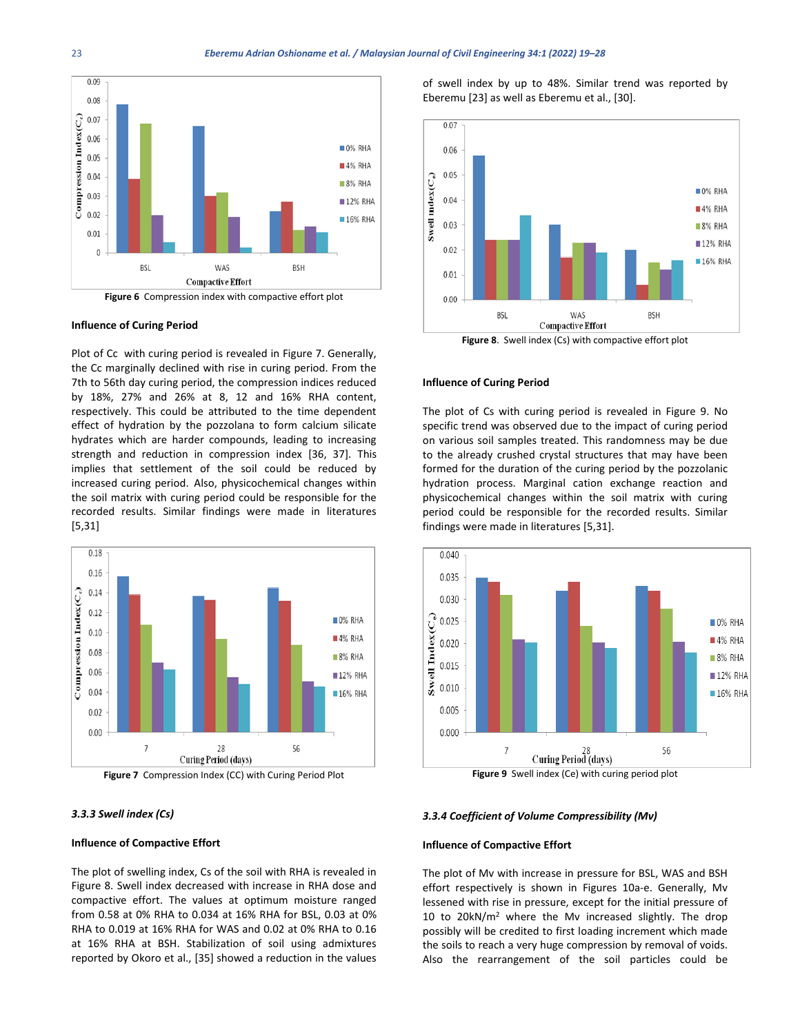**Figure 6** Compression index with compactive effort plot

### Influence of Curing Period

Plot of Cc with curing period is revealed in Figure 7. Generally, the Cc marginally declined with rise in curing period. From the 7th to 56th day curing period, the compression indices reduced by 18%, 27% and 26% at 8, 12 and 16% RHA content, respectively. This could be attributed to the time dependent effect of hydration by the pozzolana to form calcium silicate hydrates which are harder compounds, leading to increasing strength and reduction in compression index [36, 37]. This implies that settlement of the soil could be reduced by increased curing period. Also, physicochemical changes within the soil matrix with curing period could be responsible for the recorded results. Similar findings were made in literatures [5,31]

**Figure 7** Compression Index (CC) with Curing Period Plot

### *3.3.3 Swell index (Cs)*

#### Influence of Compactive Effort

The plot of swelling index, Cs of the soil with RHA is revealed in Figure 8. Swell index decreased with increase in RHA dose and compactive effort. The values at optimum moisture ranged from 0.58 at 0% RHA to 0.034 at 16% RHA for BSL, 0.03 at 0% RHA to 0.019 at 16% RHA for WAS and 0.02 at 0% RHA to 0.16 at 16% RHA at BSH. Stabilization of soil using admixtures reported by Okoro et al., [35] showed a reduction in the values of swell index by up to 48%. Similar trend was reported by Eberemu [23] as well as Eberemu et al., [30].

**Figure 8**. Swell index (Cs) with compactive effort plot

#### Influence of Curing Period

The plot of Cs with curing period is revealed in Figure 9. No specific trend was observed due to the impact of curing period on various soil samples treated. This randomness may be due to the already crushed crystal structures that may have been formed for the duration of the curing period by the pozzolanic hydration process. Marginal cation exchange reaction and physicochemical changes within the soil matrix with curing period could be responsible for the recorded results. Similar findings were made in literatures [5,31].

**Figure 9** Swell index (Ce) with curing period plot

### *3.3.4 Coefficient of Volume Compressibility (Mv)*

#### Influence of Compactive Effort

The plot of Mv with increase in pressure for BSL, WAS and BSH effort respectively is shown in Figures 10a-e. Generally, Mv lessened with rise in pressure, except for the initial pressure of 10 to 20kN/m$^2$ where the Mv increased slightly. The drop possibly will be credited to first loading increment which made the soils to reach a very huge compression by removal of voids. Also the rearrangement of the soil particles could be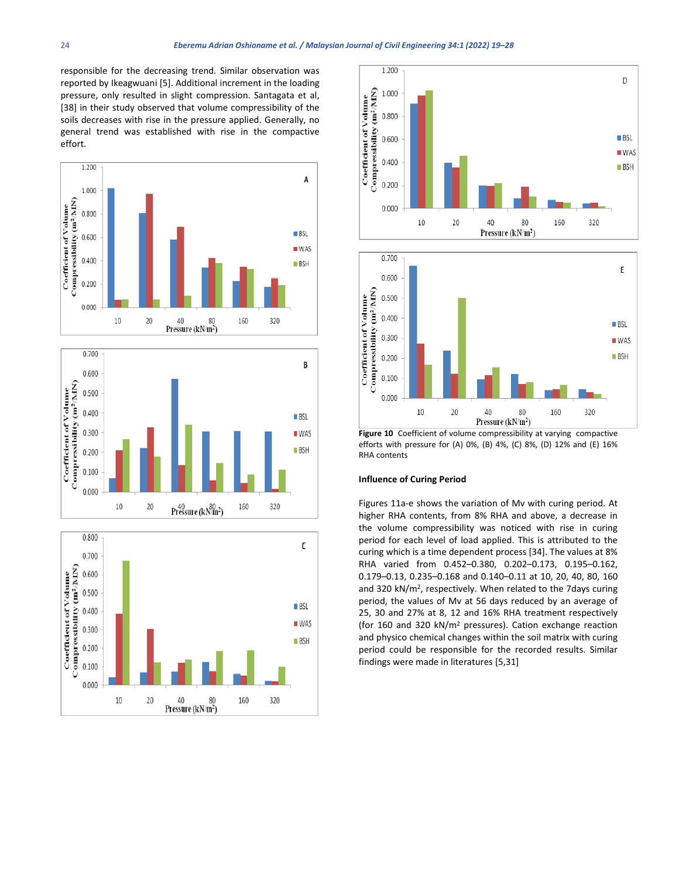responsible for the decreasing trend. Similar observation was reported by Ikeagwuani [5]. Additional increment in the loading pressure, only resulted in slight compression. Santagata et al, [38] in their study observed that volume compressibility of the soils decreases with rise in the pressure applied. Generally, no general trend was established with rise in the compactive effort.

**Figure 10** Coefficient of volume compressibility at varying compactive efforts with pressure for (A) 0%, (B) 4%, (C) 8%, (D) 12% and (E) 16% RHA contents

### Influence of Curing Period

Figures 11a-e shows the variation of Mv with curing period. At higher RHA contents, from 8% RHA and above, a decrease in the volume compressibility was noticed with rise in curing period for each level of load applied. This is attributed to the curing which is a time dependent process [34]. The values at 8% RHA varied from 0.452–0.380, 0.202–0.173, 0.195–0.162, 0.179–0.13, 0.235–0.168 and 0.140–0.11 at 10, 20, 40, 80, 160 and 320 kN/m$^2$, respectively. When related to the 7days curing period, the values of Mv at 56 days reduced by an average of 25, 30 and 27% at 8, 12 and 16% RHA treatment respectively (for 160 and 320 kN/m$^2$ pressures). Cation exchange reaction and physico chemical changes within the soil matrix with curing period could be responsible for the recorded results. Similar findings were made in literatures [5,31]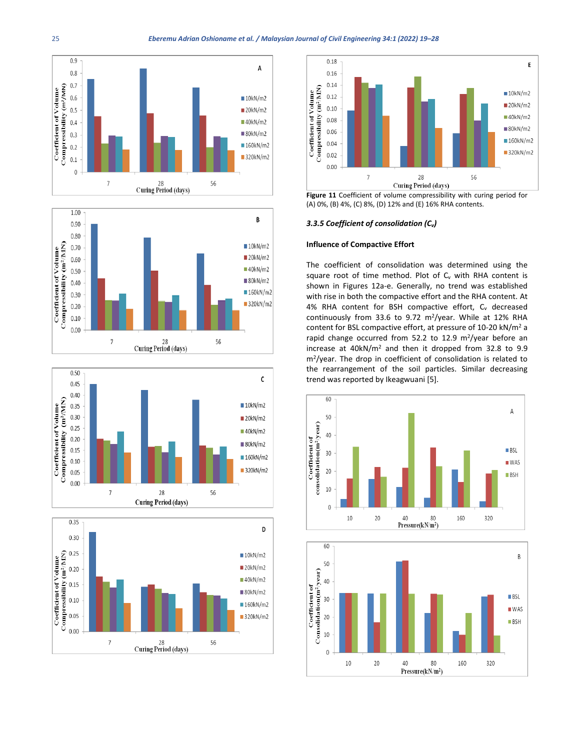Figure 11 Coefficient of volume compressibility with curing period for (A) 0%, (B) 4%, (C) 8%, (D) 12% and (E) 16% RHA contents.

### 3.3.5 Coefficient of consolidation ($C_v$)

**Influence of Compactive Effort**

The coefficient of consolidation was determined using the square root of time method. Plot of $C_v$ with RHA content is shown in Figures 12a-e. Generally, no trend was established with rise in both the compactive effort and the RHA content. At 4% RHA content for BSH compactive effort, $C_v$ decreased continuously from 33.6 to 9.72 $m^2$/year. While at 12% RHA content for BSL compactive effort, at pressure of 10-20 kN/$m^2$ a rapid change occurred from 52.2 to 12.9 $m^2$/year before an increase at 40kN/$m^2$ and then it dropped from 32.8 to 9.9 $m^2$/year. The drop in coefficient of consolidation is related to the rearrangement of the soil particles. Similar decreasing trend was reported by Ikeagwuani [5].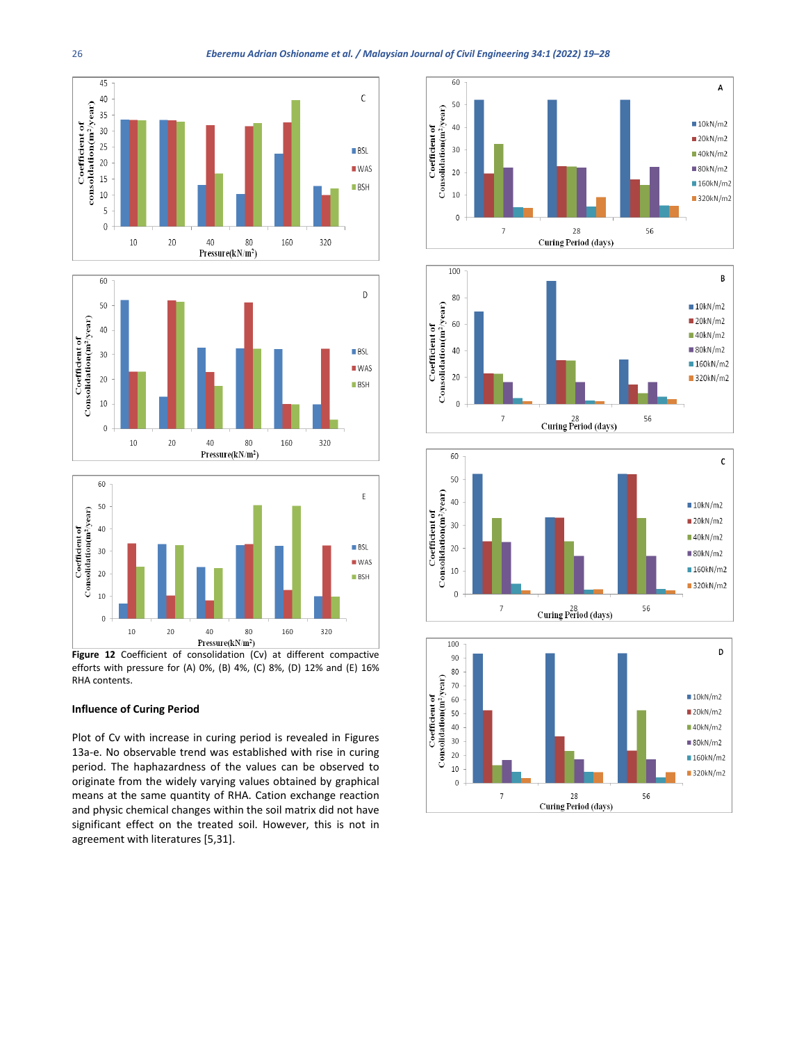**Figure 12** Coefficient of consolidation (Cv) at different compactive efforts with pressure for (A) 0%, (B) 4%, (C) 8%, (D) 12% and (E) 16% RHA contents.

### Influence of Curing Period

Plot of Cv with increase in curing period is revealed in Figures 13a-e. No observable trend was established with rise in curing period. The haphazardness of the values can be observed to originate from the widely varying values obtained by graphical means at the same quantity of RHA. Cation exchange reaction and physic chemical changes within the soil matrix did not have significant effect on the treated soil. However, this is not in agreement with literatures [5,31].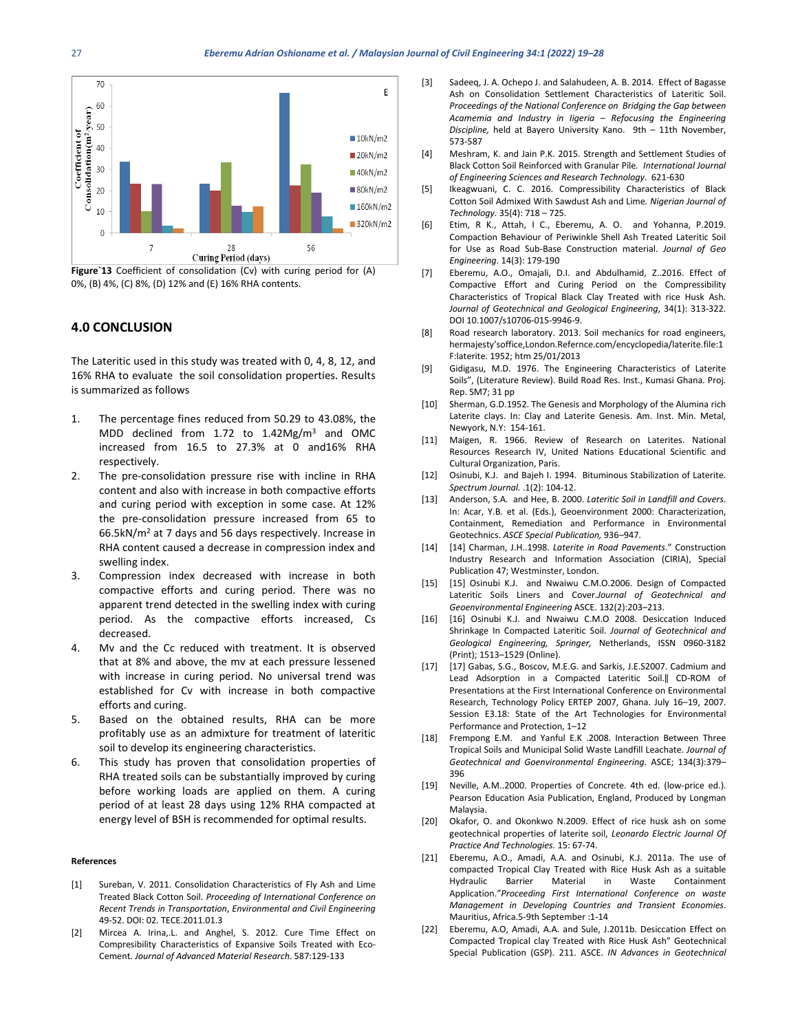Figure`13 Coefficient of consolidation (Cv) with curing period for (A) 0%, (B) 4%, (C) 8%, (D) 12% and (E) 16% RHA contents.

## 4.0 CONCLUSION

The Lateritic used in this study was treated with 0, 4, 8, 12, and 16% RHA to evaluate the soil consolidation properties. Results is summarized as follows

1. The percentage fines reduced from 50.29 to 43.08%, the MDD declined from 1.72 to 1.42Mg/m$^3$ and OMC increased from 16.5 to 27.3% at 0 and16% RHA respectively.
2. The pre-consolidation pressure rise with incline in RHA content and also with increase in both compactive efforts and curing period with exception in some case. At 12% the pre-consolidation pressure increased from 65 to 66.5kN/m$^2$ at 7 days and 56 days respectively. Increase in RHA content caused a decrease in compression index and swelling index.
3. Compression index decreased with increase in both compactive efforts and curing period. There was no apparent trend detected in the swelling index with curing period. As the compactive efforts increased, Cs decreased.
4. Mv and the Cc reduced with treatment. It is observed that at 8% and above, the mv at each pressure lessened with increase in curing period. No universal trend was established for Cv with increase in both compactive efforts and curing.
5. Based on the obtained results, RHA can be more profitably use as an admixture for treatment of lateritic soil to develop its engineering characteristics.
6. This study has proven that consolidation properties of RHA treated soils can be substantially improved by curing before working loads are applied on them. A curing period of at least 28 days using 12% RHA compacted at energy level of BSH is recommended for optimal results.

#### References

[1] Sureban, V. 2011. Consolidation Characteristics of Fly Ash and Lime Treated Black Cotton Soil. *Proceeding of International Conference on Recent Trends in Transportation*, *Environmental and Civil Engineering* 49-52. DOI: 02. TECE.2011.01.3

[2] Mircea A. Irina,.L. and Anghel, S. 2012. Cure Time Effect on Compresibility Characteristics of Expansive Soils Treated with Eco-Cement. *Journal of Advanced Material Research*. 587:129-133

[3] Sadeeq, J. A. Ochepo J. and Salahudeen, A. B. 2014. Effect of Bagasse Ash on Consolidation Settlement Characteristics of Lateritic Soil. *Proceedings of the National Conference on Bridging the Gap between Acamemia and Industry in Iigeria – Refocusing the Engineering Discipline,* held at Bayero University Kano. 9th – 11th November, 573-587

[4] Meshram, K. and Jain P.K. 2015. Strength and Settlement Studies of Black Cotton Soil Reinforced with Granular Pile. *International Journal of Engineering Sciences and Research Technology*. 621-630

[5] Ikeagwuani, C. C. 2016. Compressibility Characteristics of Black Cotton Soil Admixed With Sawdust Ash and Lime. *Nigerian Journal of Technology*. 35(4): 718 – 725.

[6] Etim, R K., Attah, I C., Eberemu, A. O. and Yohanna, P.2019. Compaction Behaviour of Periwinkle Shell Ash Treated Lateritic Soil for Use as Road Sub-Base Construction material. *Journal of Geo Engineering*. 14(3): 179-190

[7] Eberemu, A.O., Omajali, D.I. and Abdulhamid, Z..2016. Effect of Compactive Effort and Curing Period on the Compressibility Characteristics of Tropical Black Clay Treated with rice Husk Ash. *Journal of Geotechnical and Geological Engineering*, 34(1): 313-322. DOI 10.1007/s10706-015-9946-9.

[8] Road research laboratory. 2013. Soil mechanics for road engineers, hermajesty'soffice,London.Refernce.com/encyclopedia/laterite.file:1 F:laterite. 1952; htm 25/01/2013

[9] Gidigasu, M.D. 1976. The Engineering Characteristics of Laterite Soils", (Literature Review). Build Road Res. Inst., Kumasi Ghana. Proj. Rep. SM7; 31 pp

[10] Sherman, G.D.1952. The Genesis and Morphology of the Alumina rich Laterite clays. In: Clay and Laterite Genesis. Am. Inst. Min. Metal, Newyork, N.Y: 154-161.

[11] Maigen, R. 1966. Review of Research on Laterites. National Resources Research IV, United Nations Educational Scientific and Cultural Organization, Paris.

[12] Osinubi, K.J. and Bajeh I. 1994. Bituminous Stabilization of Laterite. *Spectrum Journal.* .1(2): 104-12.

[13] Anderson, S.A. and Hee, B. 2000. *Lateritic Soil in Landfill and Covers*. In: Acar, Y.B. et al. (Eds.), Geoenvironment 2000: Characterization, Containment, Remediation and Performance in Environmental Geotechnics. *ASCE Special Publication,* 936–947.

[14] [14] Charman, J.H..1998. *Laterite in Road Pavements*." Construction Industry Research and Information Association (CIRIA), Special Publication 47; Westminster, London.

[15] [15] Osinubi K.J. and Nwaiwu C.M.O.2006. Design of Compacted Lateritic Soils Liners and Cover.*Journal of Geotechnical and Geoenvironmental Engineering* ASCE. 132(2):203–213.

[16] [16] Osinubi K.J. and Nwaiwu C.M.O 2008. Desiccation Induced Shrinkage In Compacted Lateritic Soil. *Journal of Geotechnical and Geological Engineering, Springer,* Netherlands, ISSN 0960-3182 (Print); 1513–1529 (Online).

[17] [17] Gabas, S.G., Boscov, M.E.G. and Sarkis, J.E.S2007. Cadmium and Lead Adsorption in a Compacted Lateritic Soil.‖ CD-ROM of Presentations at the First International Conference on Environmental Research, Technology Policy ERTEP 2007, Ghana. July 16–19, 2007. Session E3.18: State of the Art Technologies for Environmental Performance and Protection, 1–12

[18] Frempong E.M. and Yanful E.K .2008. Interaction Between Three Tropical Soils and Municipal Solid Waste Landfill Leachate. *Journal of Geotechnical and Goenvironmental Engineering*. ASCE; 134(3):379–396

[19] Neville, A.M..2000. Properties of Concrete. 4th ed. (low-price ed.). Pearson Education Asia Publication, England, Produced by Longman Malaysia.

[20] Okafor, O. and Okonkwo N.2009. Effect of rice husk ash on some geotechnical properties of laterite soil, *Leonardo Electric Journal Of Practice And Technologies*. 15: 67-74.

[21] Eberemu, A.O., Amadi, A.A. and Osinubi, K.J. 2011a. The use of compacted Tropical Clay Treated with Rice Husk Ash as a suitable Hydraulic Barrier Material in Waste Containment Application."*Proceeding First International Conference on waste Management in Developing Countries and Transient Economies*. Mauritius, Africa.5-9th September :1-14

[22] Eberemu, A.O, Amadi, A.A. and Sule, J.2011b. Desiccation Effect on Compacted Tropical clay Treated with Rice Husk Ash" Geotechnical Special Publication (GSP). 211. ASCE. *IN Advances in Geotechnical*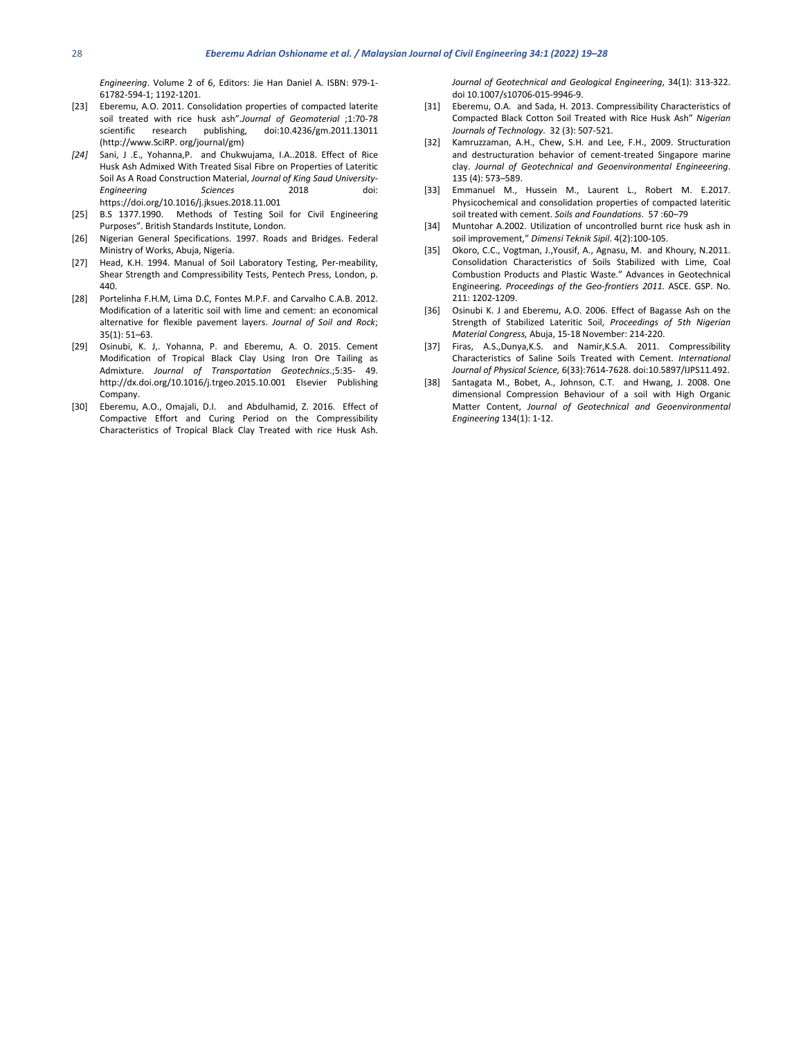*Engineering*. Volume 2 of 6, Editors: Jie Han Daniel A. ISBN: 979-1-61782-594-1; 1192-1201.

[23] Eberemu, A.O. 2011. Consolidation properties of compacted laterite soil treated with rice husk ash".*Journal of Geomaterial* ;1:70-78 scientific research publishing, doi:10.4236/gm.2011.13011 (http://www.SciRP. org/journal/gm)

*[24]* Sani, J .E., Yohanna,P. and Chukwujama, I.A..2018. Effect of Rice Husk Ash Admixed With Treated Sisal Fibre on Properties of Lateritic Soil As A Road Construction Material, *Journal of King Saud University-Engineering Sciences* 2018 doi: https://doi.org/10.1016/j.jksues.2018.11.001

[25] B.S 1377.1990. Methods of Testing Soil for Civil Engineering Purposes". British Standards Institute, London.

[26] Nigerian General Specifications. 1997. Roads and Bridges. Federal Ministry of Works, Abuja, Nigeria.

[27] Head, K.H. 1994. Manual of Soil Laboratory Testing, Per-meability, Shear Strength and Compressibility Tests, Pentech Press, London, p. 440.

[28] Portelinha F.H.M, Lima D.C, Fontes M.P.F. and Carvalho C.A.B. 2012. Modification of a lateritic soil with lime and cement: an economical alternative for flexible pavement layers. *Journal of Soil and Rock*; 35(1): 51–63.

[29] Osinubi, K. J,. Yohanna, P. and Eberemu, A. O. 2015. Cement Modification of Tropical Black Clay Using Iron Ore Tailing as Admixture. *Journal of Transportation Geotechnics*.;5:35- 49. http://dx.doi.org/10.1016/j.trgeo.2015.10.001 Elsevier Publishing Company.

[30] Eberemu, A.O., Omajali, D.I. and Abdulhamid, Z. 2016. Effect of Compactive Effort and Curing Period on the Compressibility Characteristics of Tropical Black Clay Treated with rice Husk Ash. *Journal of Geotechnical and Geological Engineering*, 34(1): 313-322. doi 10.1007/s10706-015-9946-9.

[31] Eberemu, O.A. and Sada, H. 2013. Compressibility Characteristics of Compacted Black Cotton Soil Treated with Rice Husk Ash" *Nigerian Journals of Technology*. 32 (3): 507-521.

[32] Kamruzzaman, A.H., Chew, S.H. and Lee, F.H., 2009. Structuration and destructuration behavior of cement-treated Singapore marine clay. *Journal of Geotechnical and Geoenvironmental Engineeering*. 135 (4): 573–589.

[33] Emmanuel M., Hussein M., Laurent L., Robert M. E.2017. Physicochemical and consolidation properties of compacted lateritic soil treated with cement. *Soils and Foundations*. 57 :60–79

[34] Muntohar A.2002. Utilization of uncontrolled burnt rice husk ash in soil improvement," *Dimensi Teknik Sipil*. 4(2):100-105.

[35] Okoro, C.C., Vogtman, J.,Yousif, A., Agnasu, M. and Khoury, N.2011. Consolidation Characteristics of Soils Stabilized with Lime, Coal Combustion Products and Plastic Waste." Advances in Geotechnical Engineering. *Proceedings of the Geo-frontiers 2011.* ASCE. GSP. No. 211: 1202-1209.

[36] Osinubi K. J and Eberemu, A.O. 2006. Effect of Bagasse Ash on the Strength of Stabilized Lateritic Soil, *Proceedings of 5th Nigerian Material Congress,* Abuja, 15-18 November: 214-220.

[37] Firas, A.S.,Dunya,K.S. and Namir,K.S.A. 2011. Compressibility Characteristics of Saline Soils Treated with Cement. *International Journal of Physical Science,* 6(33):7614-7628. doi:10.5897/IJPS11.492.

[38] Santagata M., Bobet, A., Johnson, C.T. and Hwang, J. 2008. One dimensional Compression Behaviour of a soil with High Organic Matter Content, *Journal of Geotechnical and Geoenvironmental Engineering* 134(1): 1-12.